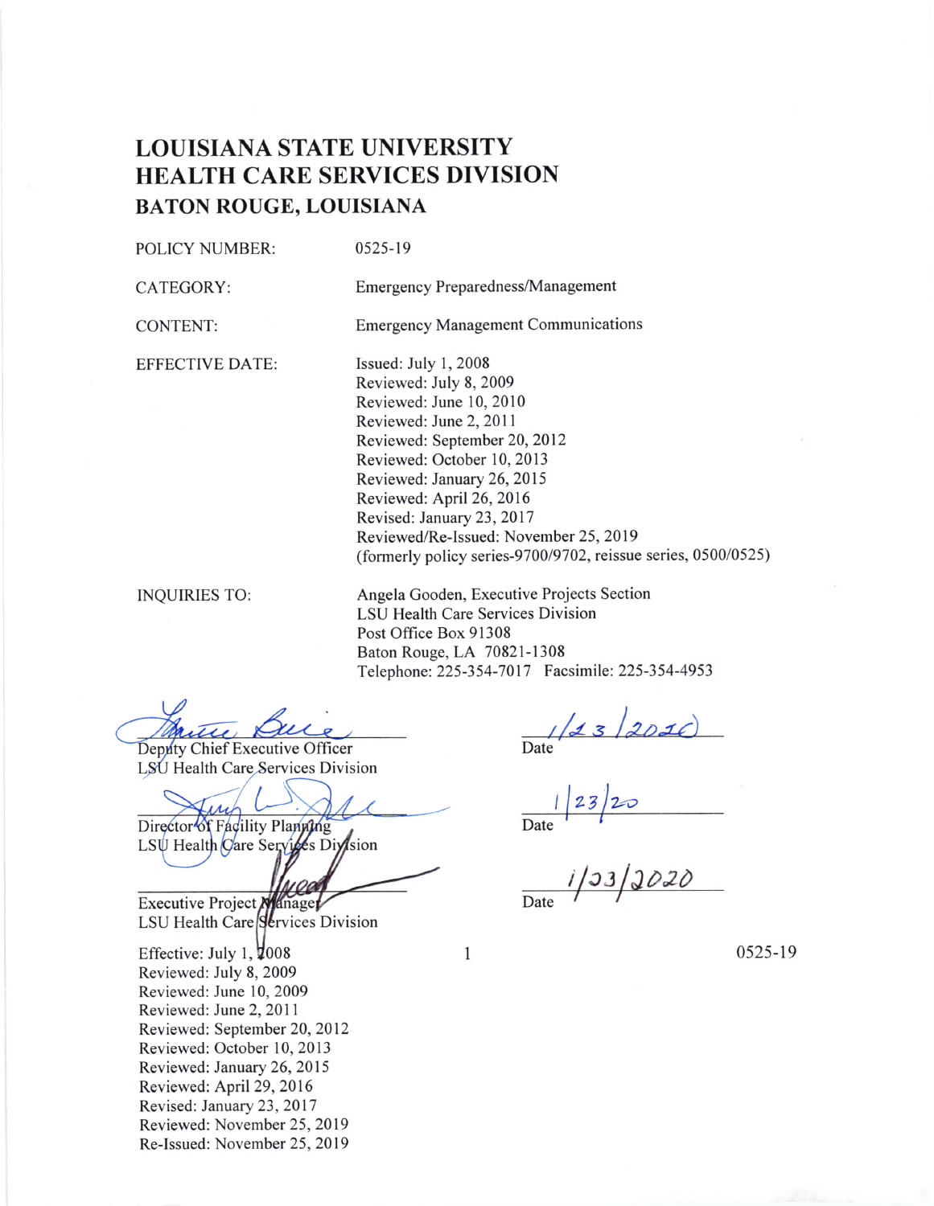# LOUISIANA STATE UNIVERSITY HEALTH CARE SERVICES DIVISION

## BATON ROUGE, LOUISIANA

| | |
|---|---|
| POLICY NUMBER: | 0525-19 |
| CATEGORY: | Emergency Preparedness/Management |
| CONTENT: | Emergency Management Communications |
| EFFECTIVE DATE: | Issued: July 1, 2008<br>Reviewed: July 8, 2009<br>Reviewed: June 10, 2010<br>Reviewed: June 2, 2011<br>Reviewed: September 20, 2012<br>Reviewed: October 10, 2013<br>Reviewed: January 26, 2015<br>Reviewed: April 26, 2016<br>Revised: January 23, 2017<br>Reviewed/Re-Issued: November 25, 2019<br>(formerly policy series-9700/9702, reissue series, 0500/0525) |
| INQUIRIES TO: | Angela Gooden, Executive Projects Section<br>LSU Health Care Services Division<br>Post Office Box 91308<br>Baton Rouge, LA 70821-1308<br>Telephone: 225-354-7017 Facsimile: 225-354-4953 |

Deputy Chief Executive Officer
LSU Health Care Services Division
Date 1/23/2020

Director of Facility Planning
LSU Health Care Services Division
Date 1/23/20

Executive Project Manager
LSU Health Care Services Division
Date 1/23/2020

Effective: July 1, 2008
Reviewed: July 8, 2009
Reviewed: June 10, 2009
Reviewed: June 2, 2011
Reviewed: September 20, 2012
Reviewed: October 10, 2013
Reviewed: January 26, 2015
Reviewed: April 29, 2016
Revised: January 23, 2017
Reviewed: November 25, 2019
Re-Issued: November 25, 2019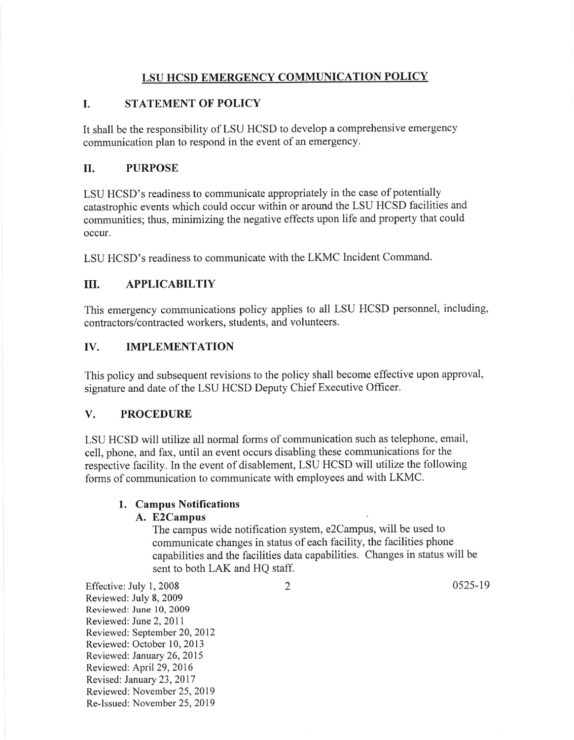## LSU HCSD EMERGENCY COMMUNICATION POLICY

### I. STATEMENT OF POLICY

It shall be the responsibility of LSU HCSD to develop a comprehensive emergency communication plan to respond in the event of an emergency.

### II. PURPOSE

LSU HCSD's readiness to communicate appropriately in the case of potentially catastrophic events which could occur within or around the LSU HCSD facilities and communities; thus, minimizing the negative effects upon life and property that could occur.

LSU HCSD's readiness to communicate with the LKMC Incident Command.

### III. APPLICABILTIY

This emergency communications policy applies to all LSU HCSD personnel, including, contractors/contracted workers, students, and volunteers.

### IV. IMPLEMENTATION

This policy and subsequent revisions to the policy shall become effective upon approval, signature and date of the LSU HCSD Deputy Chief Executive Officer.

### V. PROCEDURE

LSU HCSD will utilize all normal forms of communication such as telephone, email, cell, phone, and fax, until an event occurs disabling these communications for the respective facility. In the event of disablement, LSU HCSD will utilize the following forms of communication to communicate with employees and with LKMC.

1. **Campus Notifications**
   - **A. E2Campus**

     The campus wide notification system, e2Campus, will be used to communicate changes in status of each facility, the facilities phone capabilities and the facilities data capabilities. Changes in status will be sent to both LAK and HQ staff.

Effective: July 1, 2008
Reviewed: July 8, 2009
Reviewed: June 10, 2009
Reviewed: June 2, 2011
Reviewed: September 20, 2012
Reviewed: October 10, 2013
Reviewed: January 26, 2015
Reviewed: April 29, 2016
Revised: January 23, 2017
Reviewed: November 25, 2019
Re-Issued: November 25, 2019

0525-19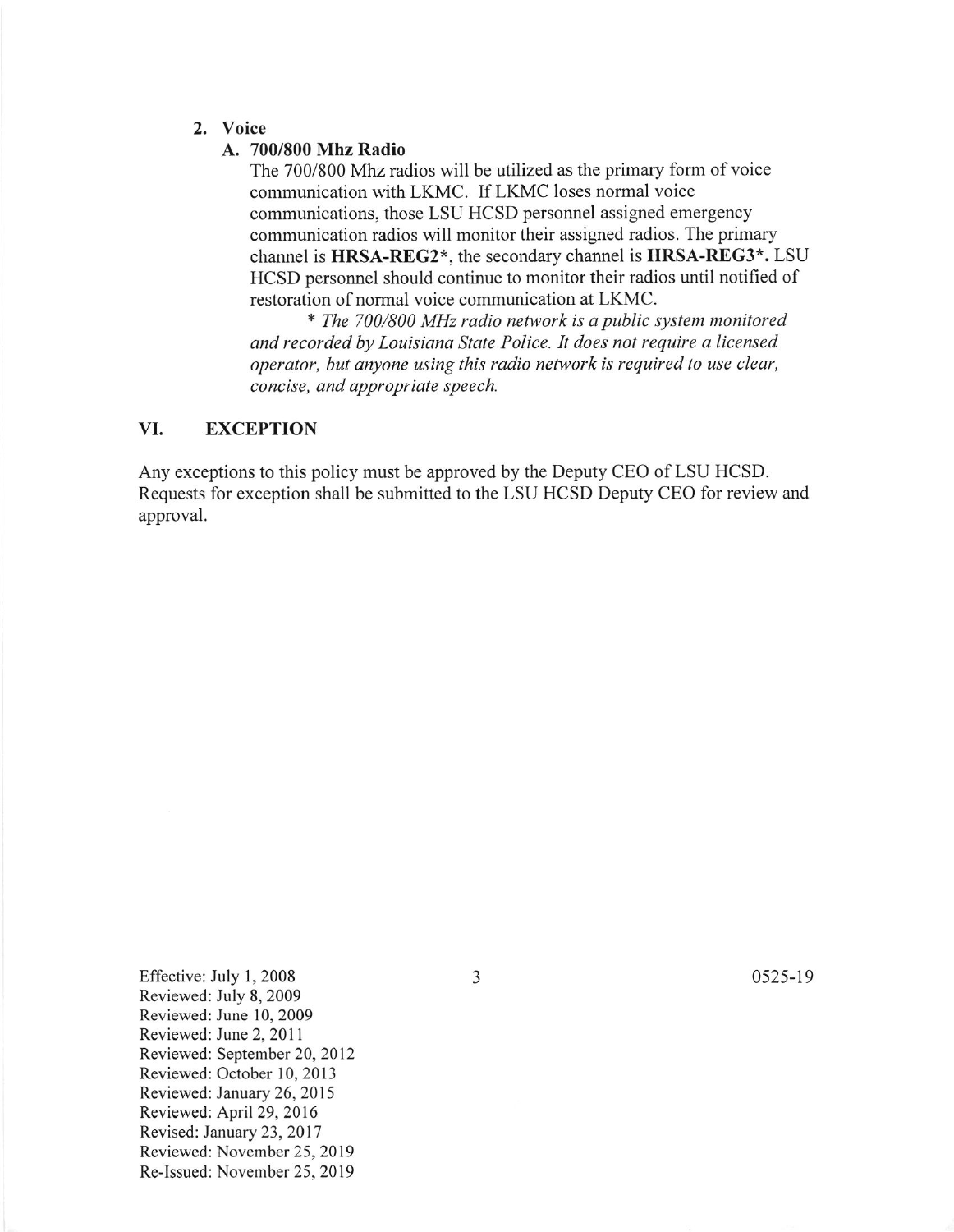2. **Voice**

   **A. 700/800 Mhz Radio**

   The 700/800 Mhz radios will be utilized as the primary form of voice communication with LKMC. If LKMC loses normal voice communications, those LSU HCSD personnel assigned emergency communication radios will monitor their assigned radios. The primary channel is **HRSA-REG2***, the secondary channel is **HRSA-REG3***. LSU HCSD personnel should continue to monitor their radios until notified of restoration of normal voice communication at LKMC.

   *\* The 700/800 MHz radio network is a public system monitored and recorded by Louisiana State Police. It does not require a licensed operator, but anyone using this radio network is required to use clear, concise, and appropriate speech.*

## VI. EXCEPTION

Any exceptions to this policy must be approved by the Deputy CEO of LSU HCSD. Requests for exception shall be submitted to the LSU HCSD Deputy CEO for review and approval.

Effective: July 1, 2008
Reviewed: July 8, 2009
Reviewed: June 10, 2009
Reviewed: June 2, 2011
Reviewed: September 20, 2012
Reviewed: October 10, 2013
Reviewed: January 26, 2015
Reviewed: April 29, 2016
Revised: January 23, 2017
Reviewed: November 25, 2019
Re-Issued: November 25, 2019

0525-19